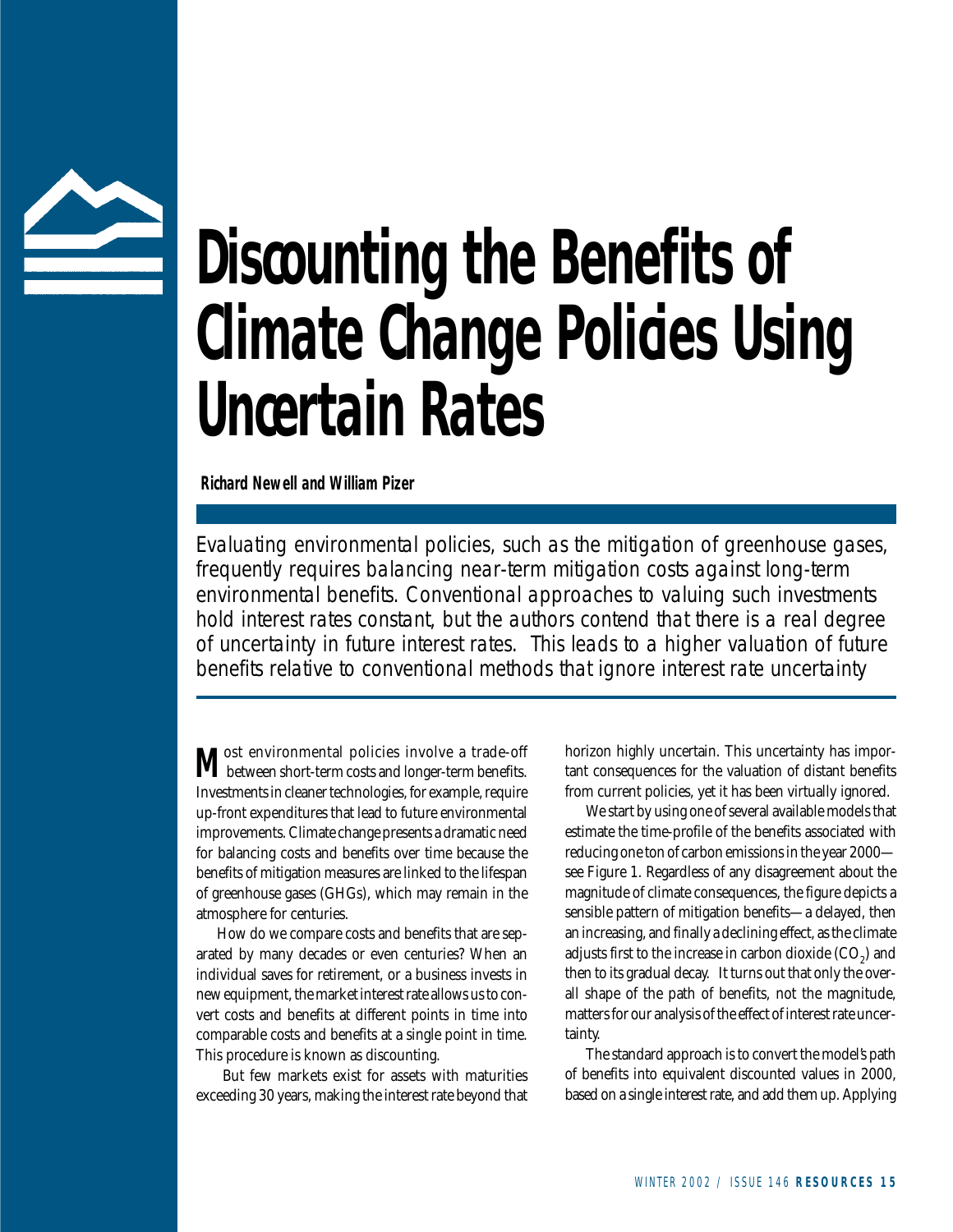# Discounting the Benefits of Climate Change Policies Using Uncertain Rates

**Richard Newell and William Pizer**

*Evaluating environmental policies, such as the mitigation of greenhouse gases, frequently requires balancing near-term mitigation costs against long-term environmental benefits. Conventional approaches to valuing such investments hold interest rates constant, but the authors contend that there is a real degree of uncertainty in future interest rates. This leads to a higher valuation of future benefits relative to conventional methods that ignore interest rate uncertainty*

Most environmental policies involve a trade-off between short-term costs and longer-term benefits. Investments in cleaner technologies, for example, require up-front expenditures that lead to future environmental improvements. Climate change presents a dramatic need for balancing costs and benefits over time because the benefits of mitigation measures are linked to the lifespan of greenhouse gases (GHGs), which may remain in the atmosphere for centuries.

How do we compare costs and benefits that are separated by many decades or even centuries? When an individual saves for retirement, or a business invests in new equipment, the market interest rate allows us to convert costs and benefits at different points in time into comparable costs and benefits at a single point in time. This procedure is known as discounting.

But few markets exist for assets with maturities exceeding 30 years, making the interest rate beyond that horizon highly uncertain. This uncertainty has important consequences for the valuation of distant benefits from current policies, yet it has been virtually ignored.

We start by using one of several available models that estimate the time-profile of the benefits associated with reducing one ton of carbon emissions in the year 2000—see Figure 1. Regardless of any disagreement about the magnitude of climate consequences, the figure depicts a sensible pattern of mitigation benefits—a delayed, then an increasing, and finally a declining effect, as the climate adjusts first to the increase in carbon dioxide ($CO_2$) and then to its gradual decay. It turns out that only the overall shape of the path of benefits, not the magnitude, matters for our analysis of the effect of interest rate uncertainty.

The standard approach is to convert the model's path of benefits into equivalent discounted values in 2000, based on a single interest rate, and add them up. Applying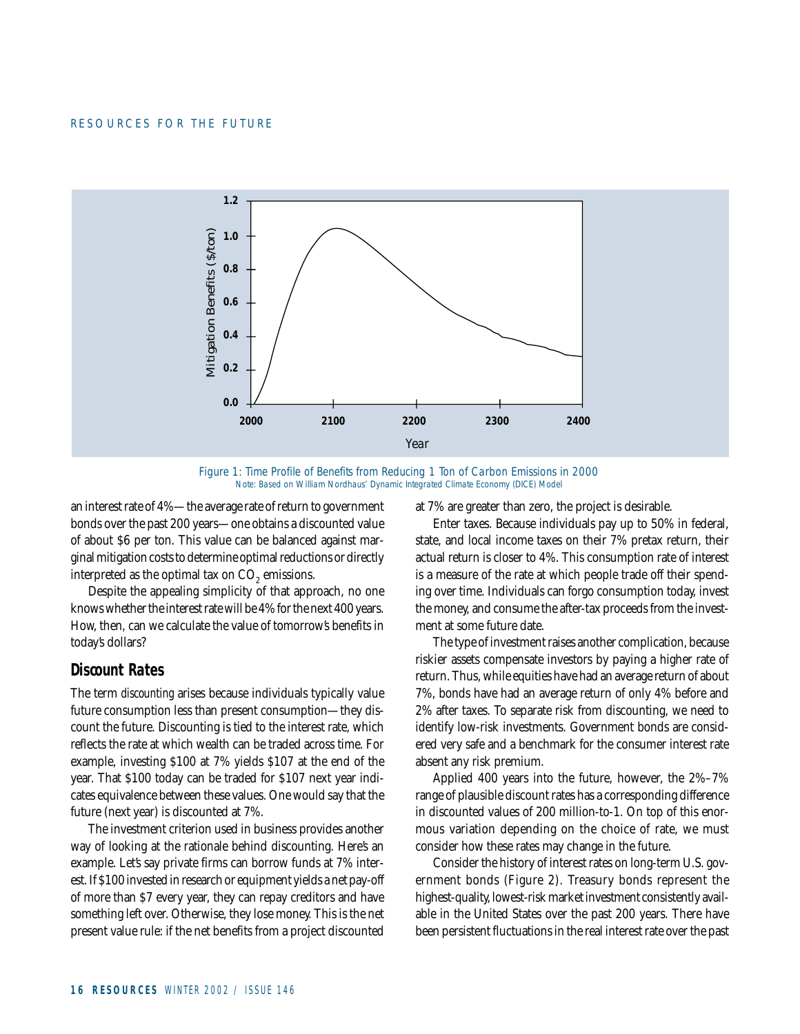Figure 1: Time Profile of Benefits from Reducing 1 Ton of Carbon Emissions in 2000
Note: Based on William Nordhaus' Dynamic Integrated Climate Economy (DICE) Model

an interest rate of 4%—the average rate of return to government bonds over the past 200 years—one obtains a discounted value of about $6 per ton. This value can be balanced against marginal mitigation costs to determine optimal reductions or directly interpreted as the optimal tax on $CO_2$ emissions.

Despite the appealing simplicity of that approach, no one knows whether the interest rate will be 4% for the next 400 years. How, then, can we calculate the value of tomorrow's benefits in today's dollars?

## Discount Rates

The term *discounting* arises because individuals typically value future consumption less than present consumption—they discount the future. Discounting is tied to the interest rate, which reflects the rate at which wealth can be traded across time. For example, investing $100 at 7% yields $107 at the end of the year. That $100 today can be traded for $107 next year indicates equivalence between these values. One would say that the future (next year) is discounted at 7%.

The investment criterion used in business provides another way of looking at the rationale behind discounting. Here's an example. Let's say private firms can borrow funds at 7% interest. If $100 invested in research or equipment yields a net pay-off of more than $7 every year, they can repay creditors and have something left over. Otherwise, they lose money. This is the net present value rule: if the net benefits from a project discounted at 7% are greater than zero, the project is desirable.

Enter taxes. Because individuals pay up to 50% in federal, state, and local income taxes on their 7% pretax return, their actual return is closer to 4%. This consumption rate of interest is a measure of the rate at which people trade off their spending over time. Individuals can forgo consumption today, invest the money, and consume the after-tax proceeds from the investment at some future date.

The type of investment raises another complication, because riskier assets compensate investors by paying a higher rate of return. Thus, while equities have had an average return of about 7%, bonds have had an average return of only 4% before and 2% after taxes. To separate risk from discounting, we need to identify low-risk investments. Government bonds are considered very safe and a benchmark for the consumer interest rate absent any risk premium.

Applied 400 years into the future, however, the 2%–7% range of plausible discount rates has a corresponding difference in discounted values of 200 million-to-1. On top of this enormous variation depending on the choice of rate, we must consider how these rates may change in the future.

Consider the history of interest rates on long-term U.S. government bonds (Figure 2). Treasury bonds represent the highest-quality, lowest-risk market investment consistently available in the United States over the past 200 years. There have been persistent fluctuations in the real interest rate over the past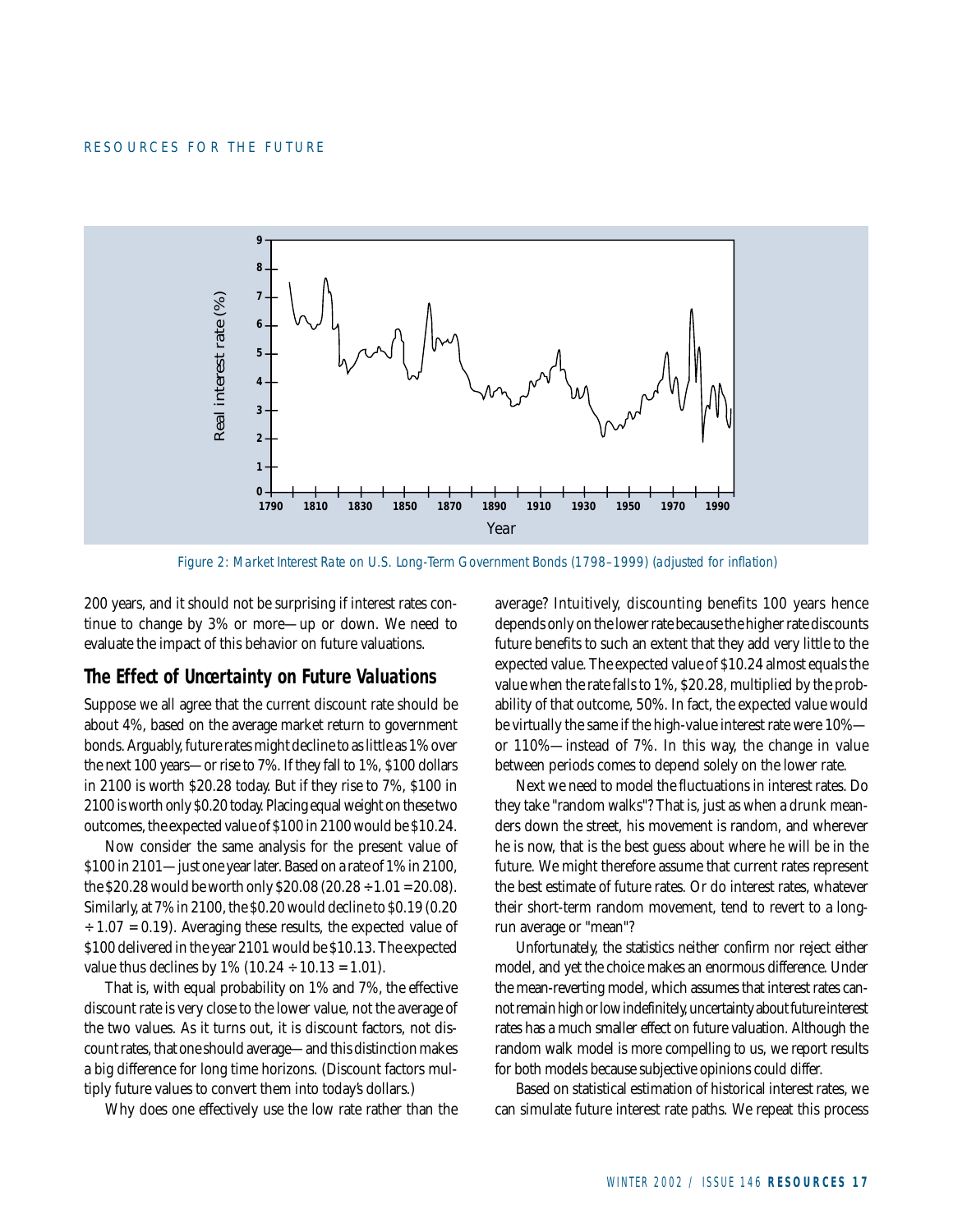Figure 2: Market Interest Rate on U.S. Long-Term Government Bonds (1798–1999) (adjusted for inflation)

200 years, and it should not be surprising if interest rates continue to change by 3% or more—up or down. We need to evaluate the impact of this behavior on future valuations.

## The Effect of Uncertainty on Future Valuations

Suppose we all agree that the current discount rate should be about 4%, based on the average market return to government bonds. Arguably, future rates might decline to as little as 1% over the next 100 years—or rise to 7%. If they fall to 1%, $100 dollars in 2100 is worth $20.28 today. But if they rise to 7%, $100 in 2100 is worth only $0.20 today. Placing equal weight on these two outcomes, the expected value of $100 in 2100 would be $10.24.

Now consider the same analysis for the present value of $100 in 2101—just one year later. Based on a rate of 1% in 2100, the $20.28 would be worth only $20.08 (20.28 ÷ 1.01 = 20.08). Similarly, at 7% in 2100, the $0.20 would decline to $0.19 (0.20 ÷ 1.07 = 0.19). Averaging these results, the expected value of $100 delivered in the year 2101 would be $10.13. The expected value thus declines by 1% (10.24 ÷ 10.13 = 1.01).

That is, with equal probability on 1% and 7%, the effective discount rate is very close to the lower value, not the average of the two values. As it turns out, it is discount factors, not discount rates, that one should average—and this distinction makes a big difference for long time horizons. (Discount factors multiply future values to convert them into today's dollars.)

Why does one effectively use the low rate rather than the average? Intuitively, discounting benefits 100 years hence depends only on the lower rate because the higher rate discounts future benefits to such an extent that they add very little to the expected value. The expected value of $10.24 almost equals the value when the rate falls to 1%, $20.28, multiplied by the probability of that outcome, 50%. In fact, the expected value would be virtually the same if the high-value interest rate were 10%—or 110%—instead of 7%. In this way, the change in value between periods comes to depend solely on the lower rate.

Next we need to model the fluctuations in interest rates. Do they take "random walks"? That is, just as when a drunk meanders down the street, his movement is random, and wherever he is now, that is the best guess about where he will be in the future. We might therefore assume that current rates represent the best estimate of future rates. Or do interest rates, whatever their short-term random movement, tend to revert to a long-run average or "mean"?

Unfortunately, the statistics neither confirm nor reject either model, and yet the choice makes an enormous difference. Under the mean-reverting model, which assumes that interest rates cannot remain high or low indefinitely, uncertainty about future interest rates has a much smaller effect on future valuation. Although the random walk model is more compelling to us, we report results for both models because subjective opinions could differ.

Based on statistical estimation of historical interest rates, we can simulate future interest rate paths. We repeat this process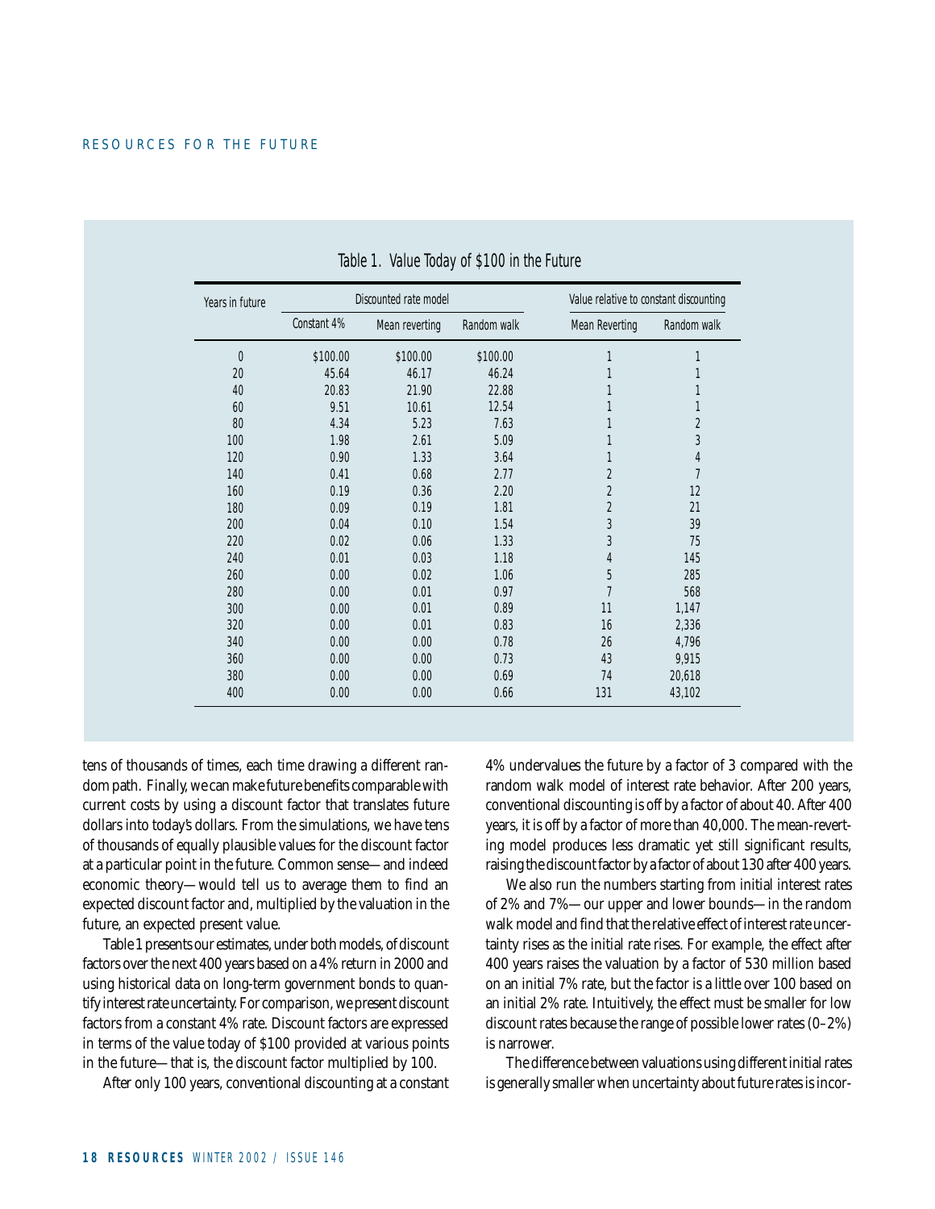Table 1. Value Today of $100 in the Future

| Years in future | Discounted rate model | | | Value relative to constant discounting | |
|---|---|---|---|---|---|
| | Constant 4% | Mean reverting | Random walk | Mean Reverting | Random walk |
| 0 | $100.00 | $100.00 | $100.00 | 1 | 1 |
| 20 | 45.64 | 46.17 | 46.24 | 1 | 1 |
| 40 | 20.83 | 21.90 | 22.88 | 1 | 1 |
| 60 | 9.51 | 10.61 | 12.54 | 1 | 1 |
| 80 | 4.34 | 5.23 | 7.63 | 1 | 2 |
| 100 | 1.98 | 2.61 | 5.09 | 1 | 3 |
| 120 | 0.90 | 1.33 | 3.64 | 1 | 4 |
| 140 | 0.41 | 0.68 | 2.77 | 2 | 7 |
| 160 | 0.19 | 0.36 | 2.20 | 2 | 12 |
| 180 | 0.09 | 0.19 | 1.81 | 2 | 21 |
| 200 | 0.04 | 0.10 | 1.54 | 3 | 39 |
| 220 | 0.02 | 0.06 | 1.33 | 3 | 75 |
| 240 | 0.01 | 0.03 | 1.18 | 4 | 145 |
| 260 | 0.00 | 0.02 | 1.06 | 5 | 285 |
| 280 | 0.00 | 0.01 | 0.97 | 7 | 568 |
| 300 | 0.00 | 0.01 | 0.89 | 11 | 1,147 |
| 320 | 0.00 | 0.01 | 0.83 | 16 | 2,336 |
| 340 | 0.00 | 0.00 | 0.78 | 26 | 4,796 |
| 360 | 0.00 | 0.00 | 0.73 | 43 | 9,915 |
| 380 | 0.00 | 0.00 | 0.69 | 74 | 20,618 |
| 400 | 0.00 | 0.00 | 0.66 | 131 | 43,102 |

tens of thousands of times, each time drawing a different random path. Finally, we can make future benefits comparable with current costs by using a discount factor that translates future dollars into today's dollars. From the simulations, we have tens of thousands of equally plausible values for the discount factor at a particular point in the future. Common sense—and indeed economic theory—would tell us to average them to find an expected discount factor and, multiplied by the valuation in the future, an expected present value.

Table 1 presents our estimates, under both models, of discount factors over the next 400 years based on a 4% return in 2000 and using historical data on long-term government bonds to quantify interest rate uncertainty. For comparison, we present discount factors from a constant 4% rate. Discount factors are expressed in terms of the value today of $100 provided at various points in the future—that is, the discount factor multiplied by 100.

After only 100 years, conventional discounting at a constant 4% undervalues the future by a factor of 3 compared with the random walk model of interest rate behavior. After 200 years, conventional discounting is off by a factor of about 40. After 400 years, it is off by a factor of more than 40,000. The mean-reverting model produces less dramatic yet still significant results, raising the discount factor by a factor of about 130 after 400 years.

We also run the numbers starting from initial interest rates of 2% and 7%—our upper and lower bounds—in the random walk model and find that the relative effect of interest rate uncertainty rises as the initial rate rises. For example, the effect after 400 years raises the valuation by a factor of 530 million based on an initial 7% rate, but the factor is a little over 100 based on an initial 2% rate. Intuitively, the effect must be smaller for low discount rates because the range of possible lower rates (0–2%) is narrower.

The difference between valuations using different initial rates is generally smaller when uncertainty about future rates is incor-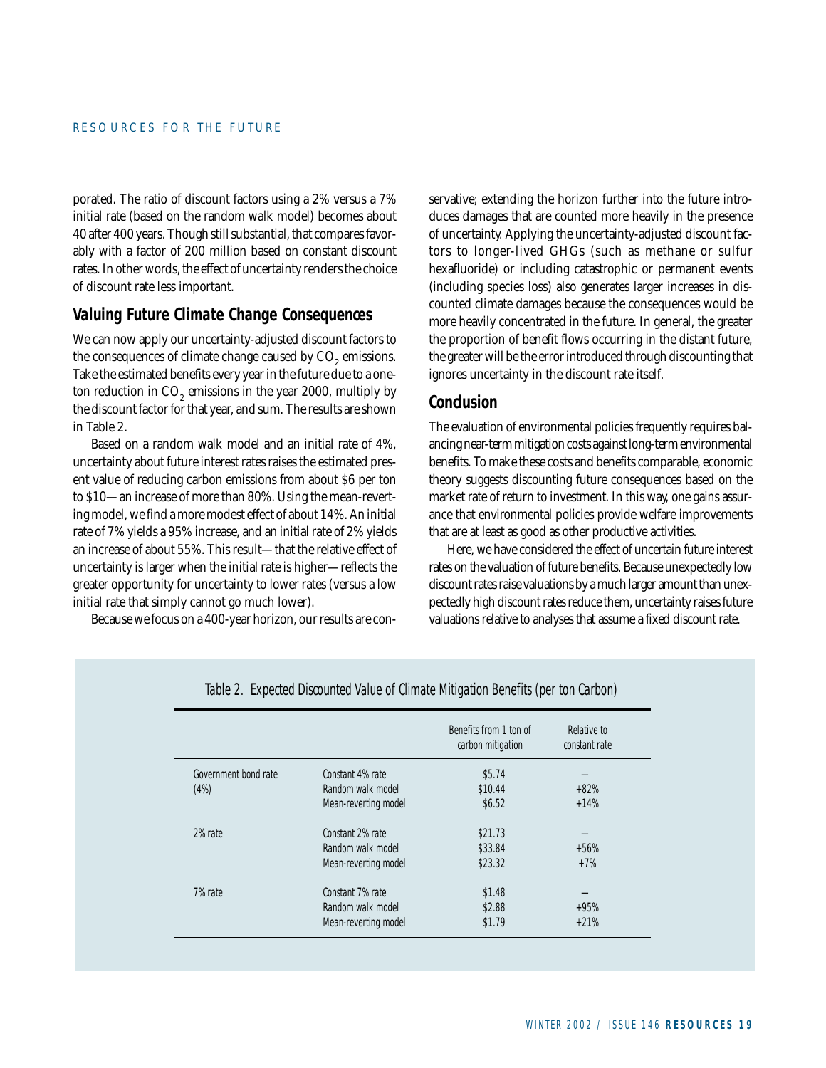porated. The ratio of discount factors using a 2% versus a 7% initial rate (based on the random walk model) becomes about 40 after 400 years. Though still substantial, that compares favorably with a factor of 200 million based on constant discount rates. In other words, the effect of uncertainty renders the choice of discount rate less important.

## Valuing Future Climate Change Consequences

We can now apply our uncertainty-adjusted discount factors to the consequences of climate change caused by $CO_2$ emissions. Take the estimated benefits every year in the future due to a one-ton reduction in $CO_2$ emissions in the year 2000, multiply by the discount factor for that year, and sum. The results are shown in Table 2.

Based on a random walk model and an initial rate of 4%, uncertainty about future interest rates raises the estimated present value of reducing carbon emissions from about $6 per ton to $10—an increase of more than 80%. Using the mean-reverting model, we find a more modest effect of about 14%. An initial rate of 7% yields a 95% increase, and an initial rate of 2% yields an increase of about 55%. This result—that the relative effect of uncertainty is larger when the initial rate is higher—reflects the greater opportunity for uncertainty to lower rates (versus a low initial rate that simply cannot go much lower).

Because we focus on a 400-year horizon, our results are conservative; extending the horizon further into the future introduces damages that are counted more heavily in the presence of uncertainty. Applying the uncertainty-adjusted discount factors to longer-lived GHGs (such as methane or sulfur hexafluoride) or including catastrophic or permanent events (including species loss) also generates larger increases in discounted climate damages because the consequences would be more heavily concentrated in the future. In general, the greater the proportion of benefit flows occurring in the distant future, the greater will be the error introduced through discounting that ignores uncertainty in the discount rate itself.

## Conclusion

The evaluation of environmental policies frequently requires balancing near-term mitigation costs against long-term environmental benefits. To make these costs and benefits comparable, economic theory suggests discounting future consequences based on the market rate of return to investment. In this way, one gains assurance that environmental policies provide welfare improvements that are at least as good as other productive activities.

Here, we have considered the effect of uncertain future interest rates on the valuation of future benefits. Because unexpectedly low discount rates raise valuations by a much larger amount than unexpectedly high discount rates reduce them, uncertainty raises future valuations relative to analyses that assume a fixed discount rate.

*Table 2. Expected Discounted Value of Climate Mitigation Benefits (per ton Carbon)*

| | | Benefits from 1 ton of carbon mitigation | Relative to constant rate |
|---|---|---|---|
| Government bond rate (4%) | Constant 4% rate | $5.74 | – |
| | Random walk model | $10.44 | +82% |
| | Mean-reverting model | $6.52 | +14% |
| 2% rate | Constant 2% rate | $21.73 | – |
| | Random walk model | $33.84 | +56% |
| | Mean-reverting model | $23.32 | +7% |
| 7% rate | Constant 7% rate | $1.48 | – |
| | Random walk model | $2.88 | +95% |
| | Mean-reverting model | $1.79 | +21% |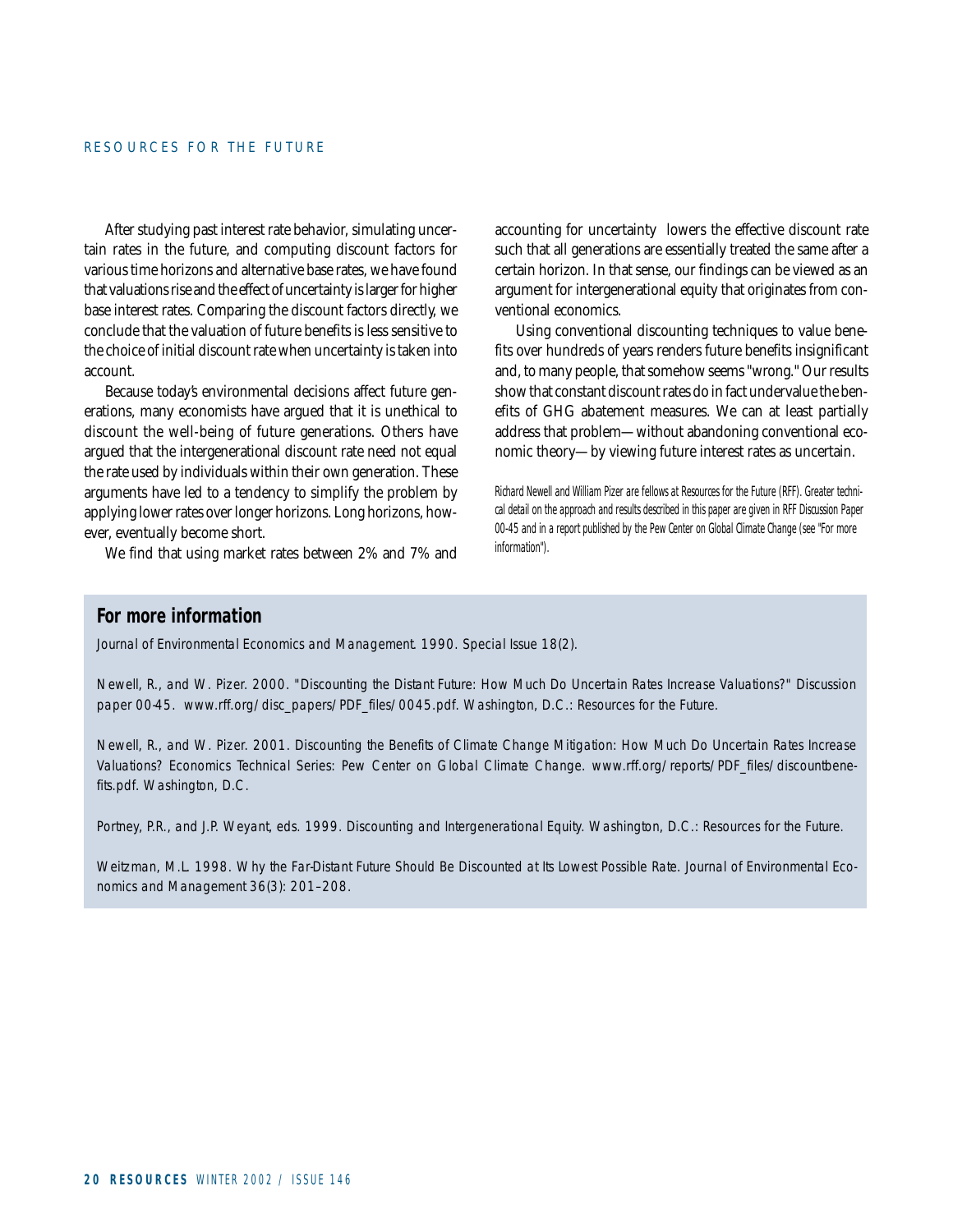After studying past interest rate behavior, simulating uncertain rates in the future, and computing discount factors for various time horizons and alternative base rates, we have found that valuations rise and the effect of uncertainty is larger for higher base interest rates. Comparing the discount factors directly, we conclude that the valuation of future benefits is less sensitive to the choice of initial discount rate when uncertainty is taken into account.

Because today's environmental decisions affect future generations, many economists have argued that it is unethical to discount the well-being of future generations. Others have argued that the intergenerational discount rate need not equal the rate used by individuals within their own generation. These arguments have led to a tendency to simplify the problem by applying lower rates over longer horizons. Long horizons, however, eventually become short.

We find that using market rates between 2% and 7% and accounting for uncertainty lowers the effective discount rate such that all generations are essentially treated the same after a certain horizon. In that sense, our findings can be viewed as an argument for intergenerational equity that originates from conventional economics.

Using conventional discounting techniques to value benefits over hundreds of years renders future benefits insignificant and, to many people, that somehow seems "wrong." Our results show that constant discount rates do in fact undervalue the benefits of GHG abatement measures. We can at least partially address that problem—without abandoning conventional economic theory—by viewing future interest rates as uncertain.

*Richard Newell and William Pizer are fellows at Resources for the Future (RFF). Greater technical detail on the approach and results described in this paper are given in RFF Discussion Paper 00-45 and in a report published by the Pew Center on Global Climate Change (see "For more information").*

## For more information

*Journal of Environmental Economics and Management*. 1990. Special Issue 18(2).

Newell, R., and W. Pizer. 2000. "Discounting the Distant Future: How Much Do Uncertain Rates Increase Valuations?" Discussion paper 00-45. www.rff.org/disc_papers/PDF_files/0045.pdf. Washington, D.C.: Resources for the Future.

Newell, R., and W. Pizer. 2001. *Discounting the Benefits of Climate Change Mitigation: How Much Do Uncertain Rates Increase Valuations?* Economics Technical Series: Pew Center on Global Climate Change. www.rff.org/reports/PDF_files/discountbenefits.pdf. Washington, D.C.

Portney, P.R., and J.P. Weyant, eds. 1999. *Discounting and Intergenerational Equity*. Washington, D.C.: Resources for the Future.

Weitzman, M.L. 1998. Why the Far-Distant Future Should Be Discounted at Its Lowest Possible Rate. *Journal of Environmental Economics and Management* 36(3): 201–208.